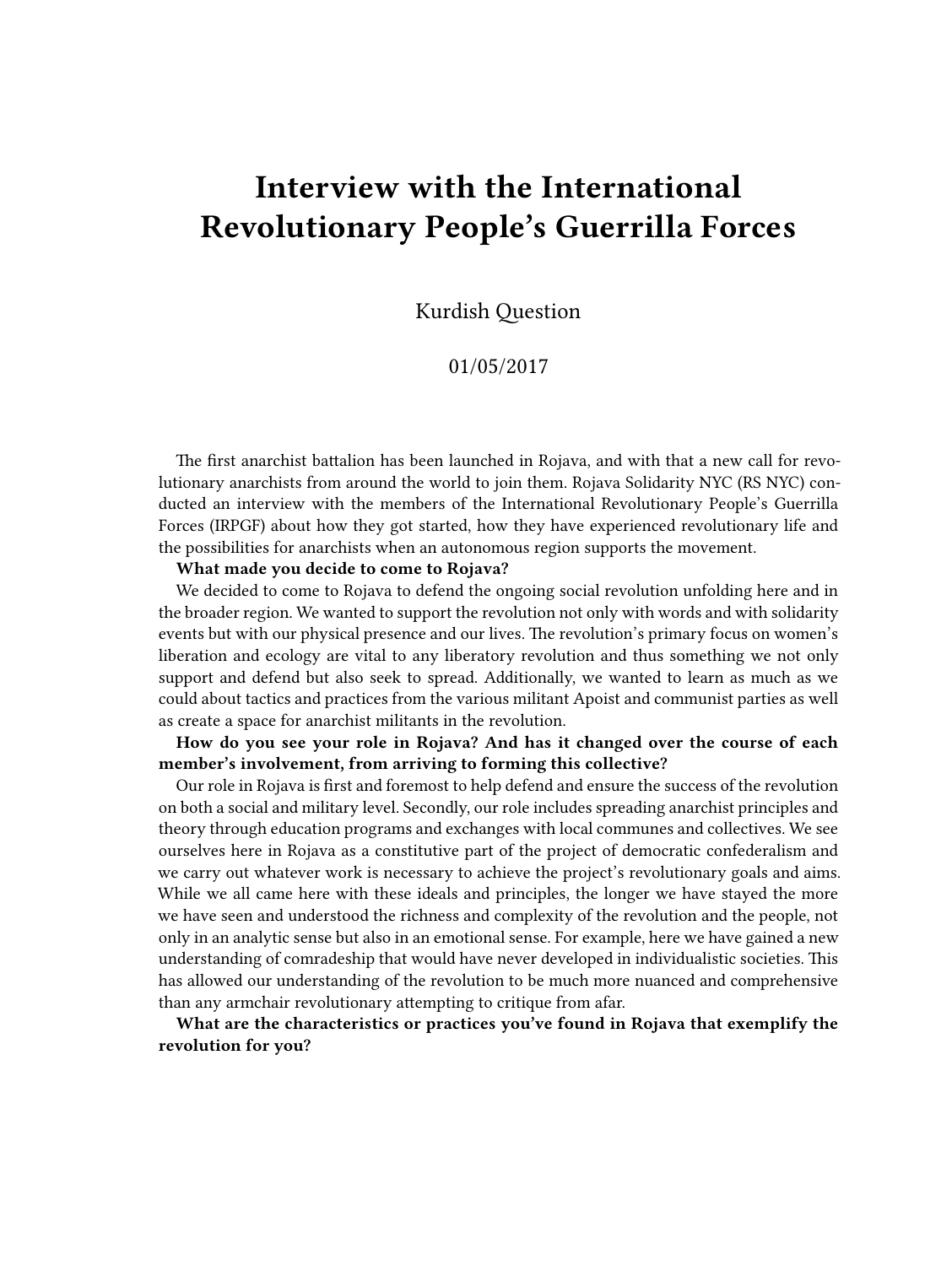# Interview with the International Revolutionary People's Guerrilla Forces

Kurdish Question

01/05/2017

The first anarchist battalion has been launched in Rojava, and with that a new call for revolutionary anarchists from around the world to join them. Rojava Solidarity NYC (RS NYC) conducted an interview with the members of the International Revolutionary People's Guerrilla Forces (IRPGF) about how they got started, how they have experienced revolutionary life and the possibilities for anarchists when an autonomous region supports the movement.

**What made you decide to come to Rojava?**

We decided to come to Rojava to defend the ongoing social revolution unfolding here and in the broader region. We wanted to support the revolution not only with words and with solidarity events but with our physical presence and our lives. The revolution's primary focus on women's liberation and ecology are vital to any liberatory revolution and thus something we not only support and defend but also seek to spread. Additionally, we wanted to learn as much as we could about tactics and practices from the various militant Apoist and communist parties as well as create a space for anarchist militants in the revolution.

**How do you see your role in Rojava? And has it changed over the course of each member's involvement, from arriving to forming this collective?**

Our role in Rojava is first and foremost to help defend and ensure the success of the revolution on both a social and military level. Secondly, our role includes spreading anarchist principles and theory through education programs and exchanges with local communes and collectives. We see ourselves here in Rojava as a constitutive part of the project of democratic confederalism and we carry out whatever work is necessary to achieve the project's revolutionary goals and aims. While we all came here with these ideals and principles, the longer we have stayed the more we have seen and understood the richness and complexity of the revolution and the people, not only in an analytic sense but also in an emotional sense. For example, here we have gained a new understanding of comradeship that would have never developed in individualistic societies. This has allowed our understanding of the revolution to be much more nuanced and comprehensive than any armchair revolutionary attempting to critique from afar.

**What are the characteristics or practices you've found in Rojava that exemplify the revolution for you?**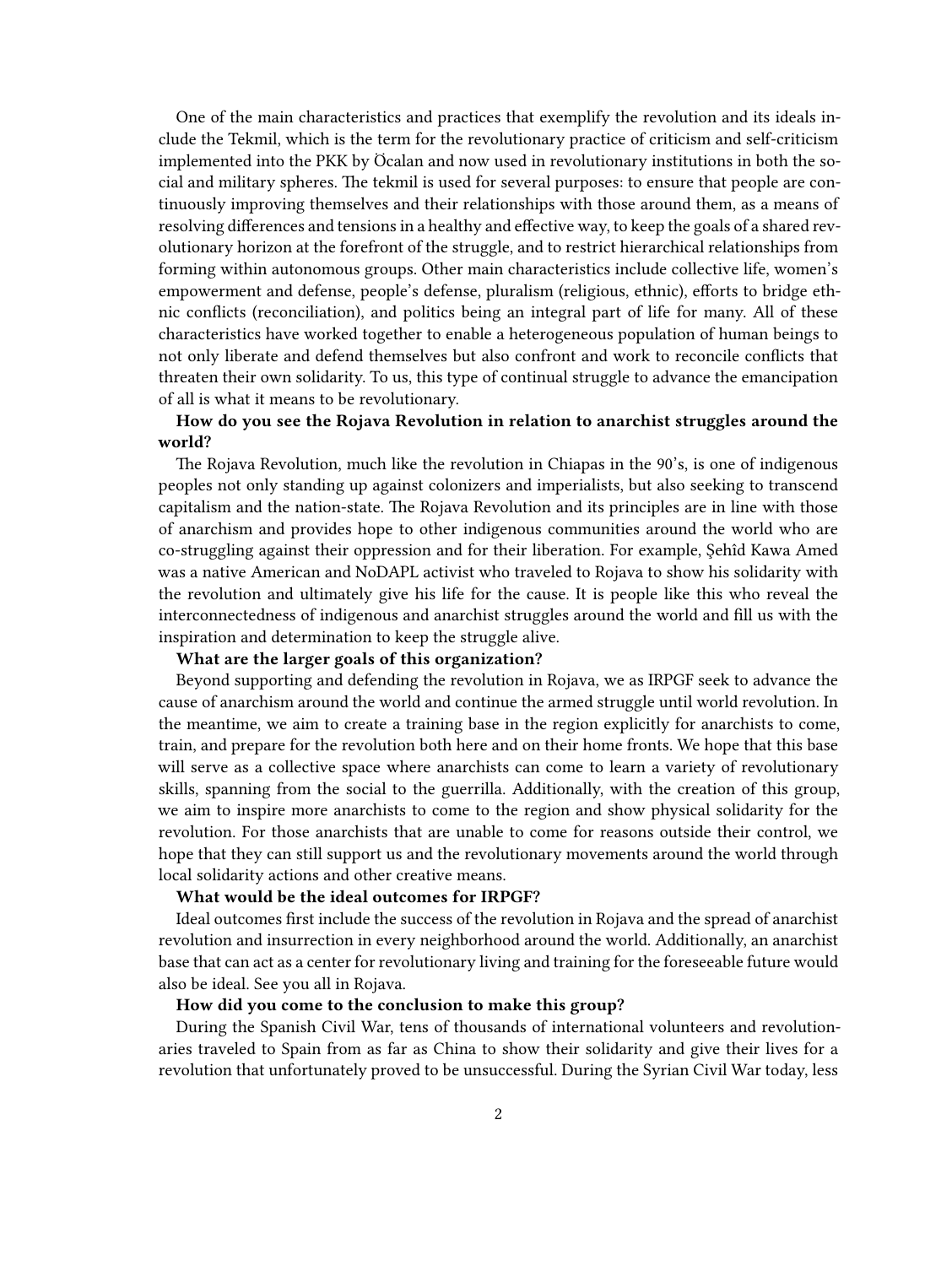One of the main characteristics and practices that exemplify the revolution and its ideals include the Tekmil, which is the term for the revolutionary practice of criticism and self-criticism implemented into the PKK by Öcalan and now used in revolutionary institutions in both the social and military spheres. The tekmil is used for several purposes: to ensure that people are continuously improving themselves and their relationships with those around them, as a means of resolving differences and tensions in a healthy and effective way, to keep the goals of a shared revolutionary horizon at the forefront of the struggle, and to restrict hierarchical relationships from forming within autonomous groups. Other main characteristics include collective life, women's empowerment and defense, people's defense, pluralism (religious, ethnic), efforts to bridge ethnic conflicts (reconciliation), and politics being an integral part of life for many. All of these characteristics have worked together to enable a heterogeneous population of human beings to not only liberate and defend themselves but also confront and work to reconcile conflicts that threaten their own solidarity. To us, this type of continual struggle to advance the emancipation of all is what it means to be revolutionary.

**How do you see the Rojava Revolution in relation to anarchist struggles around the world?**

The Rojava Revolution, much like the revolution in Chiapas in the 90's, is one of indigenous peoples not only standing up against colonizers and imperialists, but also seeking to transcend capitalism and the nation-state. The Rojava Revolution and its principles are in line with those of anarchism and provides hope to other indigenous communities around the world who are co-struggling against their oppression and for their liberation. For example, Şehîd Kawa Amed was a native American and NoDAPL activist who traveled to Rojava to show his solidarity with the revolution and ultimately give his life for the cause. It is people like this who reveal the interconnectedness of indigenous and anarchist struggles around the world and fill us with the inspiration and determination to keep the struggle alive.

**What are the larger goals of this organization?**

Beyond supporting and defending the revolution in Rojava, we as IRPGF seek to advance the cause of anarchism around the world and continue the armed struggle until world revolution. In the meantime, we aim to create a training base in the region explicitly for anarchists to come, train, and prepare for the revolution both here and on their home fronts. We hope that this base will serve as a collective space where anarchists can come to learn a variety of revolutionary skills, spanning from the social to the guerrilla. Additionally, with the creation of this group, we aim to inspire more anarchists to come to the region and show physical solidarity for the revolution. For those anarchists that are unable to come for reasons outside their control, we hope that they can still support us and the revolutionary movements around the world through local solidarity actions and other creative means.

**What would be the ideal outcomes for IRPGF?**

Ideal outcomes first include the success of the revolution in Rojava and the spread of anarchist revolution and insurrection in every neighborhood around the world. Additionally, an anarchist base that can act as a center for revolutionary living and training for the foreseeable future would also be ideal. See you all in Rojava.

**How did you come to the conclusion to make this group?**

During the Spanish Civil War, tens of thousands of international volunteers and revolutionaries traveled to Spain from as far as China to show their solidarity and give their lives for a revolution that unfortunately proved to be unsuccessful. During the Syrian Civil War today, less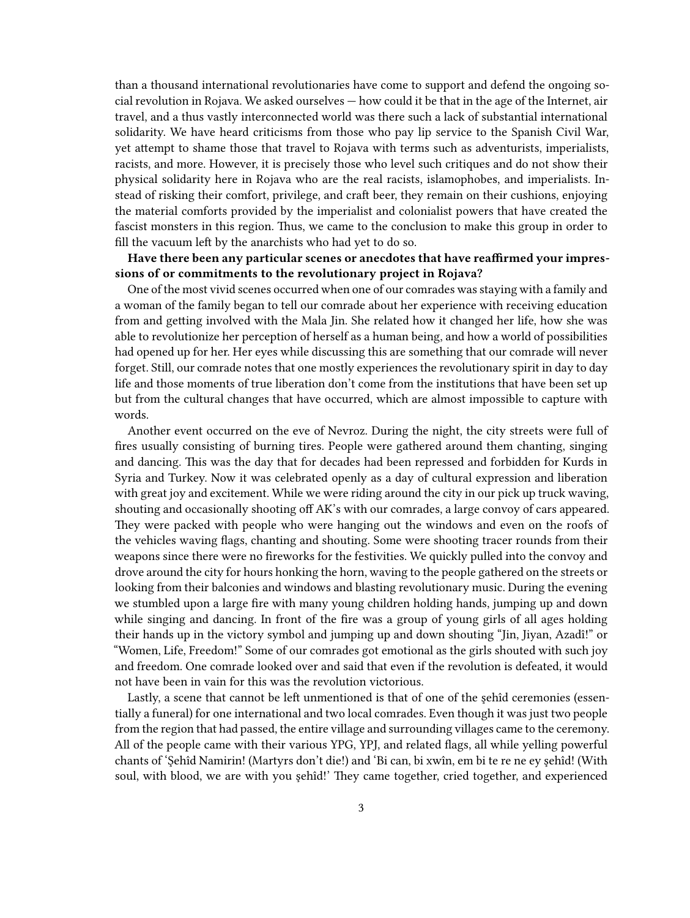than a thousand international revolutionaries have come to support and defend the ongoing social revolution in Rojava. We asked ourselves — how could it be that in the age of the Internet, air travel, and a thus vastly interconnected world was there such a lack of substantial international solidarity. We have heard criticisms from those who pay lip service to the Spanish Civil War, yet attempt to shame those that travel to Rojava with terms such as adventurists, imperialists, racists, and more. However, it is precisely those who level such critiques and do not show their physical solidarity here in Rojava who are the real racists, islamophobes, and imperialists. Instead of risking their comfort, privilege, and craft beer, they remain on their cushions, enjoying the material comforts provided by the imperialist and colonialist powers that have created the fascist monsters in this region. Thus, we came to the conclusion to make this group in order to fill the vacuum left by the anarchists who had yet to do so.

**Have there been any particular scenes or anecdotes that have reaffirmed your impressions of or commitments to the revolutionary project in Rojava?**

One of the most vivid scenes occurred when one of our comrades was staying with a family and a woman of the family began to tell our comrade about her experience with receiving education from and getting involved with the Mala Jin. She related how it changed her life, how she was able to revolutionize her perception of herself as a human being, and how a world of possibilities had opened up for her. Her eyes while discussing this are something that our comrade will never forget. Still, our comrade notes that one mostly experiences the revolutionary spirit in day to day life and those moments of true liberation don't come from the institutions that have been set up but from the cultural changes that have occurred, which are almost impossible to capture with words.

Another event occurred on the eve of Nevroz. During the night, the city streets were full of fires usually consisting of burning tires. People were gathered around them chanting, singing and dancing. This was the day that for decades had been repressed and forbidden for Kurds in Syria and Turkey. Now it was celebrated openly as a day of cultural expression and liberation with great joy and excitement. While we were riding around the city in our pick up truck waving, shouting and occasionally shooting off AK's with our comrades, a large convoy of cars appeared. They were packed with people who were hanging out the windows and even on the roofs of the vehicles waving flags, chanting and shouting. Some were shooting tracer rounds from their weapons since there were no fireworks for the festivities. We quickly pulled into the convoy and drove around the city for hours honking the horn, waving to the people gathered on the streets or looking from their balconies and windows and blasting revolutionary music. During the evening we stumbled upon a large fire with many young children holding hands, jumping up and down while singing and dancing. In front of the fire was a group of young girls of all ages holding their hands up in the victory symbol and jumping up and down shouting "Jin, Jiyan, Azadî!" or "Women, Life, Freedom!" Some of our comrades got emotional as the girls shouted with such joy and freedom. One comrade looked over and said that even if the revolution is defeated, it would not have been in vain for this was the revolution victorious.

Lastly, a scene that cannot be left unmentioned is that of one of the şehîd ceremonies (essentially a funeral) for one international and two local comrades. Even though it was just two people from the region that had passed, the entire village and surrounding villages came to the ceremony. All of the people came with their various YPG, YPJ, and related flags, all while yelling powerful chants of 'Şehîd Namirin! (Martyrs don't die!) and 'Bi can, bi xwîn, em bi te re ne ey şehîd! (With soul, with blood, we are with you şehîd!' They came together, cried together, and experienced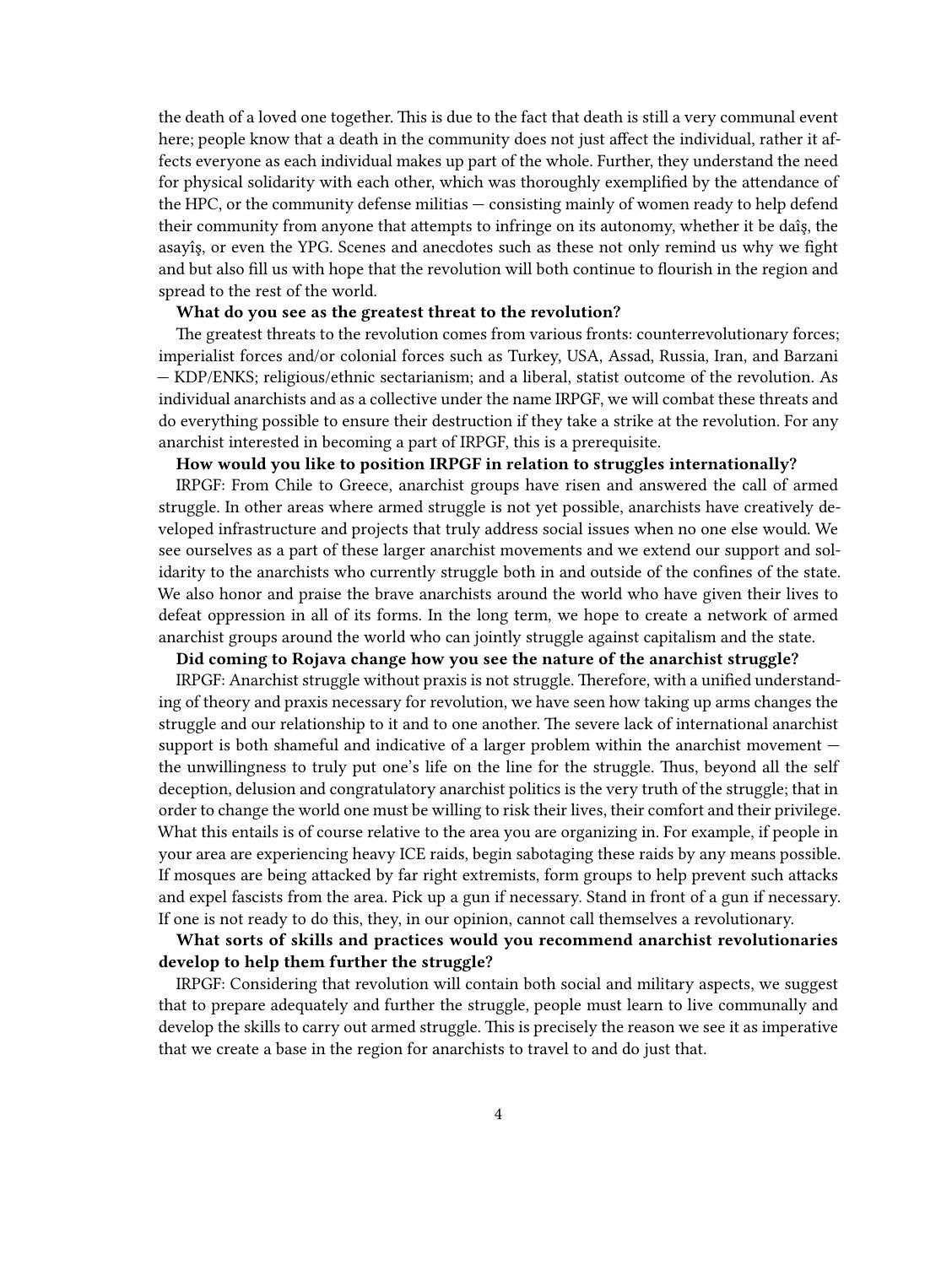the death of a loved one together. This is due to the fact that death is still a very communal event here; people know that a death in the community does not just affect the individual, rather it affects everyone as each individual makes up part of the whole. Further, they understand the need for physical solidarity with each other, which was thoroughly exemplified by the attendance of the HPC, or the community defense militias — consisting mainly of women ready to help defend their community from anyone that attempts to infringe on its autonomy, whether it be daîş, the asayîş, or even the YPG. Scenes and anecdotes such as these not only remind us why we fight and but also fill us with hope that the revolution will both continue to flourish in the region and spread to the rest of the world.

**What do you see as the greatest threat to the revolution?**

The greatest threats to the revolution comes from various fronts: counterrevolutionary forces; imperialist forces and/or colonial forces such as Turkey, USA, Assad, Russia, Iran, and Barzani — KDP/ENKS; religious/ethnic sectarianism; and a liberal, statist outcome of the revolution. As individual anarchists and as a collective under the name IRPGF, we will combat these threats and do everything possible to ensure their destruction if they take a strike at the revolution. For any anarchist interested in becoming a part of IRPGF, this is a prerequisite.

**How would you like to position IRPGF in relation to struggles internationally?**

IRPGF: From Chile to Greece, anarchist groups have risen and answered the call of armed struggle. In other areas where armed struggle is not yet possible, anarchists have creatively developed infrastructure and projects that truly address social issues when no one else would. We see ourselves as a part of these larger anarchist movements and we extend our support and solidarity to the anarchists who currently struggle both in and outside of the confines of the state. We also honor and praise the brave anarchists around the world who have given their lives to defeat oppression in all of its forms. In the long term, we hope to create a network of armed anarchist groups around the world who can jointly struggle against capitalism and the state.

**Did coming to Rojava change how you see the nature of the anarchist struggle?**

IRPGF: Anarchist struggle without praxis is not struggle. Therefore, with a unified understanding of theory and praxis necessary for revolution, we have seen how taking up arms changes the struggle and our relationship to it and to one another. The severe lack of international anarchist support is both shameful and indicative of a larger problem within the anarchist movement — the unwillingness to truly put one's life on the line for the struggle. Thus, beyond all the self deception, delusion and congratulatory anarchist politics is the very truth of the struggle; that in order to change the world one must be willing to risk their lives, their comfort and their privilege. What this entails is of course relative to the area you are organizing in. For example, if people in your area are experiencing heavy ICE raids, begin sabotaging these raids by any means possible. If mosques are being attacked by far right extremists, form groups to help prevent such attacks and expel fascists from the area. Pick up a gun if necessary. Stand in front of a gun if necessary. If one is not ready to do this, they, in our opinion, cannot call themselves a revolutionary.

**What sorts of skills and practices would you recommend anarchist revolutionaries develop to help them further the struggle?**

IRPGF: Considering that revolution will contain both social and military aspects, we suggest that to prepare adequately and further the struggle, people must learn to live communally and develop the skills to carry out armed struggle. This is precisely the reason we see it as imperative that we create a base in the region for anarchists to travel to and do just that.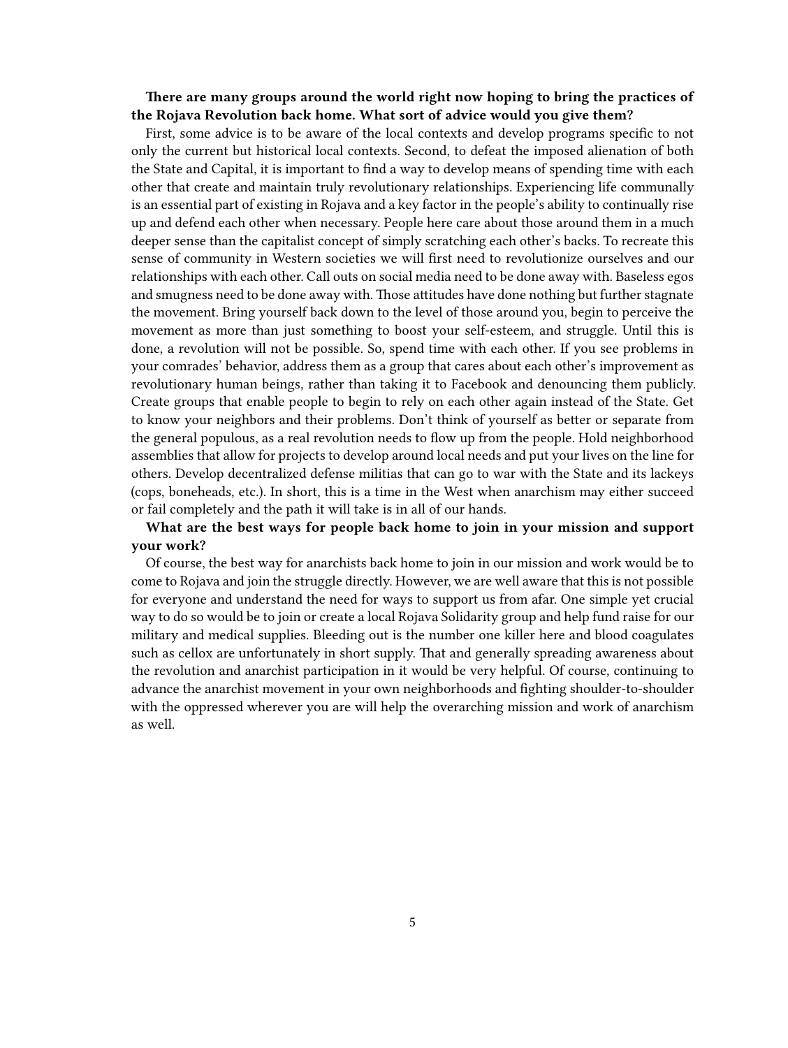**There are many groups around the world right now hoping to bring the practices of the Rojava Revolution back home. What sort of advice would you give them?**

First, some advice is to be aware of the local contexts and develop programs specific to not only the current but historical local contexts. Second, to defeat the imposed alienation of both the State and Capital, it is important to find a way to develop means of spending time with each other that create and maintain truly revolutionary relationships. Experiencing life communally is an essential part of existing in Rojava and a key factor in the people's ability to continually rise up and defend each other when necessary. People here care about those around them in a much deeper sense than the capitalist concept of simply scratching each other's backs. To recreate this sense of community in Western societies we will first need to revolutionize ourselves and our relationships with each other. Call outs on social media need to be done away with. Baseless egos and smugness need to be done away with. Those attitudes have done nothing but further stagnate the movement. Bring yourself back down to the level of those around you, begin to perceive the movement as more than just something to boost your self-esteem, and struggle. Until this is done, a revolution will not be possible. So, spend time with each other. If you see problems in your comrades' behavior, address them as a group that cares about each other's improvement as revolutionary human beings, rather than taking it to Facebook and denouncing them publicly. Create groups that enable people to begin to rely on each other again instead of the State. Get to know your neighbors and their problems. Don't think of yourself as better or separate from the general populous, as a real revolution needs to flow up from the people. Hold neighborhood assemblies that allow for projects to develop around local needs and put your lives on the line for others. Develop decentralized defense militias that can go to war with the State and its lackeys (cops, boneheads, etc.). In short, this is a time in the West when anarchism may either succeed or fail completely and the path it will take is in all of our hands.

**What are the best ways for people back home to join in your mission and support your work?**

Of course, the best way for anarchists back home to join in our mission and work would be to come to Rojava and join the struggle directly. However, we are well aware that this is not possible for everyone and understand the need for ways to support us from afar. One simple yet crucial way to do so would be to join or create a local Rojava Solidarity group and help fund raise for our military and medical supplies. Bleeding out is the number one killer here and blood coagulates such as cellox are unfortunately in short supply. That and generally spreading awareness about the revolution and anarchist participation in it would be very helpful. Of course, continuing to advance the anarchist movement in your own neighborhoods and fighting shoulder-to-shoulder with the oppressed wherever you are will help the overarching mission and work of anarchism as well.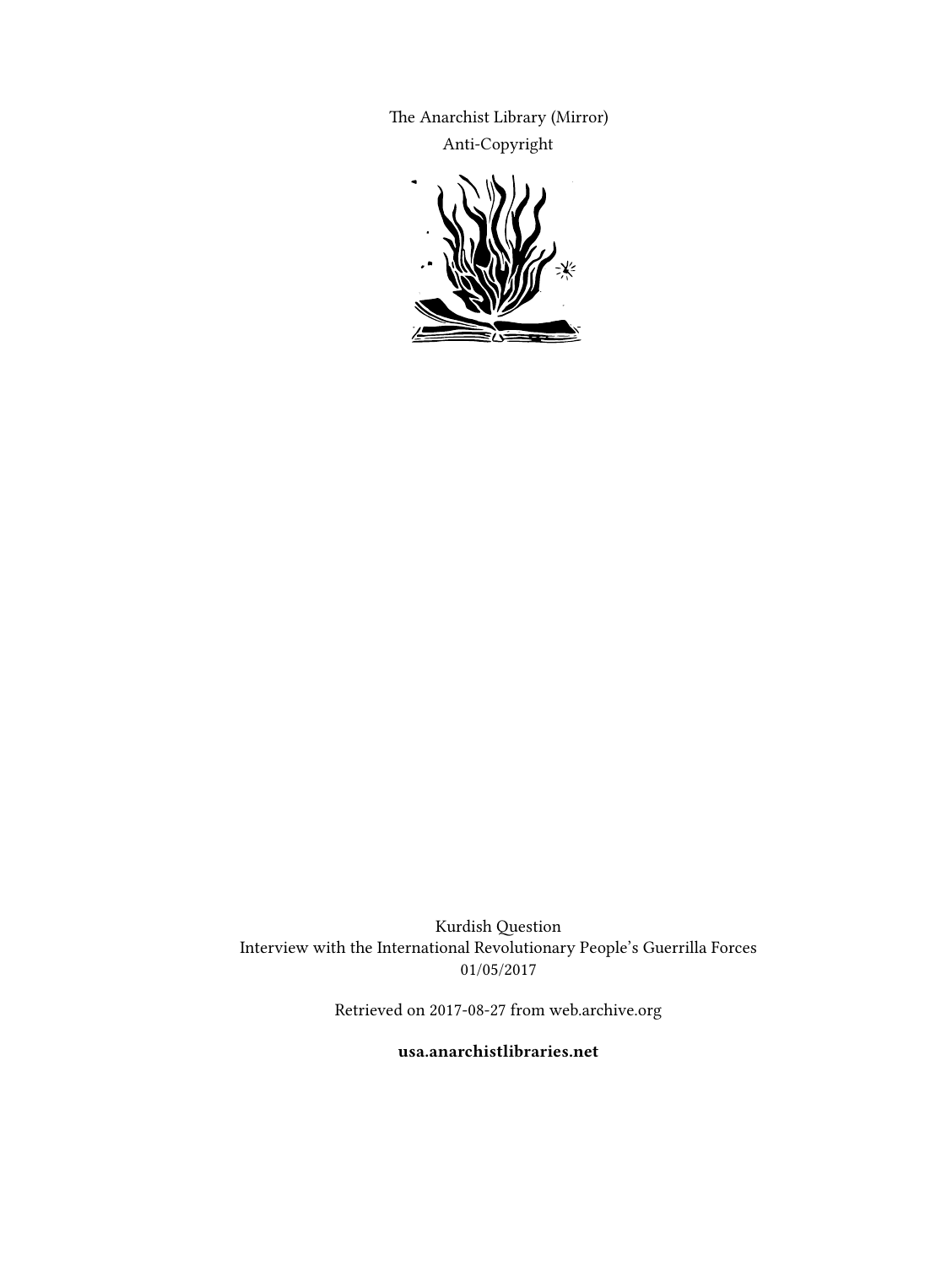The Anarchist Library (Mirror)
Anti-Copyright

Kurdish Question
Interview with the International Revolutionary People's Guerrilla Forces
01/05/2017

Retrieved on 2017-08-27 from web.archive.org

**usa.anarchistlibraries.net**